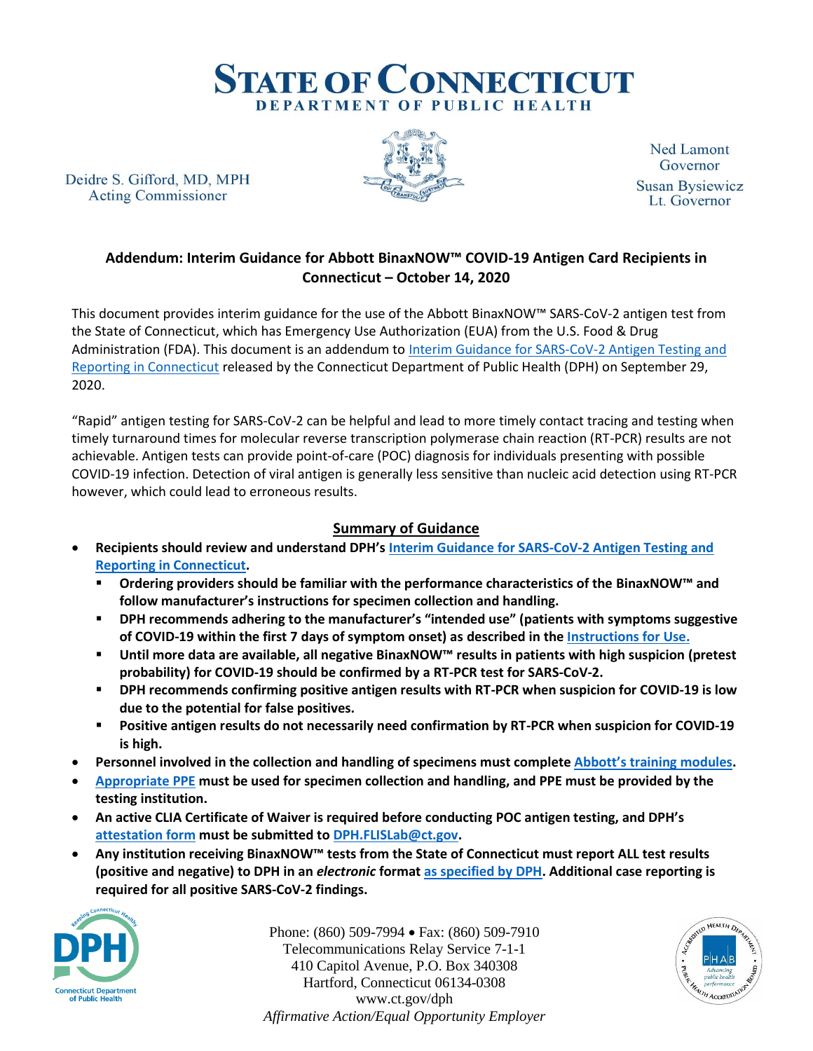# STATE OF CONNECTICUT
DEPARTMENT OF PUBLIC HEALTH

Deidre S. Gifford, MD, MPH
Acting Commissioner

Ned Lamont
Governor

Susan Bysiewicz
Lt. Governor

## Addendum: Interim Guidance for Abbott BinaxNOW™ COVID-19 Antigen Card Recipients in Connecticut – October 14, 2020

This document provides interim guidance for the use of the Abbott BinaxNOW™ SARS-CoV-2 antigen test from the State of Connecticut, which has Emergency Use Authorization (EUA) from the U.S. Food & Drug Administration (FDA). This document is an addendum to Interim Guidance for SARS-CoV-2 Antigen Testing and Reporting in Connecticut released by the Connecticut Department of Public Health (DPH) on September 29, 2020.

"Rapid" antigen testing for SARS-CoV-2 can be helpful and lead to more timely contact tracing and testing when timely turnaround times for molecular reverse transcription polymerase chain reaction (RT-PCR) results are not achievable. Antigen tests can provide point-of-care (POC) diagnosis for individuals presenting with possible COVID-19 infection. Detection of viral antigen is generally less sensitive than nucleic acid detection using RT-PCR however, which could lead to erroneous results.

### Summary of Guidance

- **Recipients should review and understand DPH's Interim Guidance for SARS-CoV-2 Antigen Testing and Reporting in Connecticut.**
  - **Ordering providers should be familiar with the performance characteristics of the BinaxNOW™ and follow manufacturer's instructions for specimen collection and handling.**
  - **DPH recommends adhering to the manufacturer's "intended use" (patients with symptoms suggestive of COVID-19 within the first 7 days of symptom onset) as described in the Instructions for Use.**
  - **Until more data are available, all negative BinaxNOW™ results in patients with high suspicion (pretest probability) for COVID-19 should be confirmed by a RT-PCR test for SARS-CoV-2.**
  - **DPH recommends confirming positive antigen results with RT-PCR when suspicion for COVID-19 is low due to the potential for false positives.**
  - **Positive antigen results do not necessarily need confirmation by RT-PCR when suspicion for COVID-19 is high.**
- **Personnel involved in the collection and handling of specimens must complete Abbott's training modules.**
- **Appropriate PPE must be used for specimen collection and handling, and PPE must be provided by the testing institution.**
- **An active CLIA Certificate of Waiver is required before conducting POC antigen testing, and DPH's attestation form must be submitted to DPH.FLISLab@ct.gov.**
- **Any institution receiving BinaxNOW™ tests from the State of Connecticut must report ALL test results (positive and negative) to DPH in an *electronic* format as specified by DPH. Additional case reporting is required for all positive SARS-CoV-2 findings.**

Phone: (860) 509-7994 • Fax: (860) 509-7910
Telecommunications Relay Service 7-1-1
410 Capitol Avenue, P.O. Box 340308
Hartford, Connecticut 06134-0308
www.ct.gov/dph
*Affirmative Action/Equal Opportunity Employer*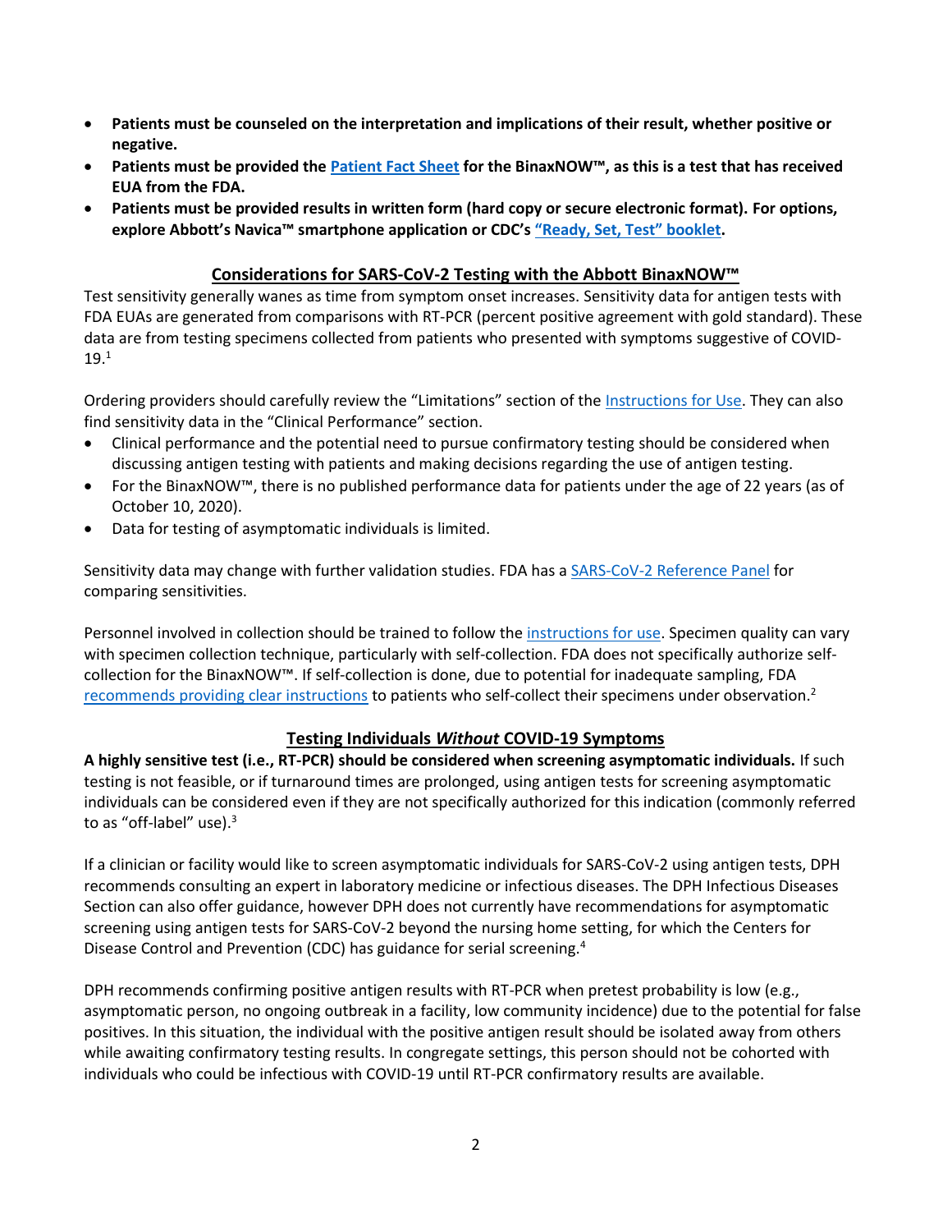- **Patients must be counseled on the interpretation and implications of their result, whether positive or negative.**
- **Patients must be provided the Patient Fact Sheet for the BinaxNOW™, as this is a test that has received EUA from the FDA.**
- **Patients must be provided results in written form (hard copy or secure electronic format). For options, explore Abbott's Navica™ smartphone application or CDC's "Ready, Set, Test" booklet.**

## Considerations for SARS-CoV-2 Testing with the Abbott BinaxNOW™

Test sensitivity generally wanes as time from symptom onset increases. Sensitivity data for antigen tests with FDA EUAs are generated from comparisons with RT-PCR (percent positive agreement with gold standard). These data are from testing specimens collected from patients who presented with symptoms suggestive of COVID-19.[1]

Ordering providers should carefully review the "Limitations" section of the Instructions for Use. They can also find sensitivity data in the "Clinical Performance" section.

- Clinical performance and the potential need to pursue confirmatory testing should be considered when discussing antigen testing with patients and making decisions regarding the use of antigen testing.
- For the BinaxNOW™, there is no published performance data for patients under the age of 22 years (as of October 10, 2020).
- Data for testing of asymptomatic individuals is limited.

Sensitivity data may change with further validation studies. FDA has a SARS-CoV-2 Reference Panel for comparing sensitivities.

Personnel involved in collection should be trained to follow the instructions for use. Specimen quality can vary with specimen collection technique, particularly with self-collection. FDA does not specifically authorize self-collection for the BinaxNOW™. If self-collection is done, due to potential for inadequate sampling, FDA recommends providing clear instructions to patients who self-collect their specimens under observation.[2]

## Testing Individuals *Without* COVID-19 Symptoms

**A highly sensitive test (i.e., RT-PCR) should be considered when screening asymptomatic individuals.** If such testing is not feasible, or if turnaround times are prolonged, using antigen tests for screening asymptomatic individuals can be considered even if they are not specifically authorized for this indication (commonly referred to as "off-label" use).[3]

If a clinician or facility would like to screen asymptomatic individuals for SARS-CoV-2 using antigen tests, DPH recommends consulting an expert in laboratory medicine or infectious diseases. The DPH Infectious Diseases Section can also offer guidance, however DPH does not currently have recommendations for asymptomatic screening using antigen tests for SARS-CoV-2 beyond the nursing home setting, for which the Centers for Disease Control and Prevention (CDC) has guidance for serial screening.[4]

DPH recommends confirming positive antigen results with RT-PCR when pretest probability is low (e.g., asymptomatic person, no ongoing outbreak in a facility, low community incidence) due to the potential for false positives. In this situation, the individual with the positive antigen result should be isolated away from others while awaiting confirmatory testing results. In congregate settings, this person should not be cohorted with individuals who could be infectious with COVID-19 until RT-PCR confirmatory results are available.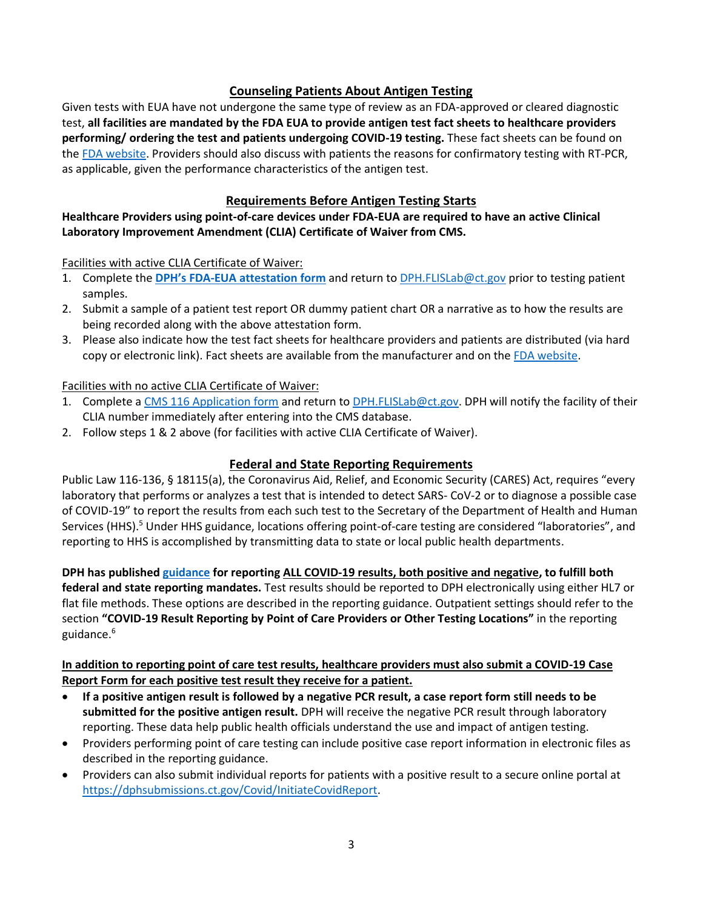## Counseling Patients About Antigen Testing

Given tests with EUA have not undergone the same type of review as an FDA-approved or cleared diagnostic test, **all facilities are mandated by the FDA EUA to provide antigen test fact sheets to healthcare providers performing/ ordering the test and patients undergoing COVID-19 testing.** These fact sheets can be found on the FDA website. Providers should also discuss with patients the reasons for confirmatory testing with RT-PCR, as applicable, given the performance characteristics of the antigen test.

## Requirements Before Antigen Testing Starts

**Healthcare Providers using point-of-care devices under FDA-EUA are required to have an active Clinical Laboratory Improvement Amendment (CLIA) Certificate of Waiver from CMS.**

Facilities with active CLIA Certificate of Waiver:

1. Complete the **DPH's FDA-EUA attestation form** and return to DPH.FLISLab@ct.gov prior to testing patient samples.
2. Submit a sample of a patient test report OR dummy patient chart OR a narrative as to how the results are being recorded along with the above attestation form.
3. Please also indicate how the test fact sheets for healthcare providers and patients are distributed (via hard copy or electronic link). Fact sheets are available from the manufacturer and on the FDA website.

Facilities with no active CLIA Certificate of Waiver:

1. Complete a CMS 116 Application form and return to DPH.FLISLab@ct.gov. DPH will notify the facility of their CLIA number immediately after entering into the CMS database.
2. Follow steps 1 & 2 above (for facilities with active CLIA Certificate of Waiver).

## Federal and State Reporting Requirements

Public Law 116-136, § 18115(a), the Coronavirus Aid, Relief, and Economic Security (CARES) Act, requires "every laboratory that performs or analyzes a test that is intended to detect SARS- CoV-2 or to diagnose a possible case of COVID-19" to report the results from each such test to the Secretary of the Department of Health and Human Services (HHS).[5] Under HHS guidance, locations offering point-of-care testing are considered "laboratories", and reporting to HHS is accomplished by transmitting data to state or local public health departments.

**DPH has published guidance for reporting ALL COVID-19 results, both positive and negative, to fulfill both federal and state reporting mandates.** Test results should be reported to DPH electronically using either HL7 or flat file methods. These options are described in the reporting guidance. Outpatient settings should refer to the section **"COVID-19 Result Reporting by Point of Care Providers or Other Testing Locations"** in the reporting guidance.[6]

**In addition to reporting point of care test results, healthcare providers must also submit a COVID-19 Case Report Form for each positive test result they receive for a patient.**

- **If a positive antigen result is followed by a negative PCR result, a case report form still needs to be submitted for the positive antigen result.** DPH will receive the negative PCR result through laboratory reporting. These data help public health officials understand the use and impact of antigen testing.
- Providers performing point of care testing can include positive case report information in electronic files as described in the reporting guidance.
- Providers can also submit individual reports for patients with a positive result to a secure online portal at https://dphsubmissions.ct.gov/Covid/InitiateCovidReport.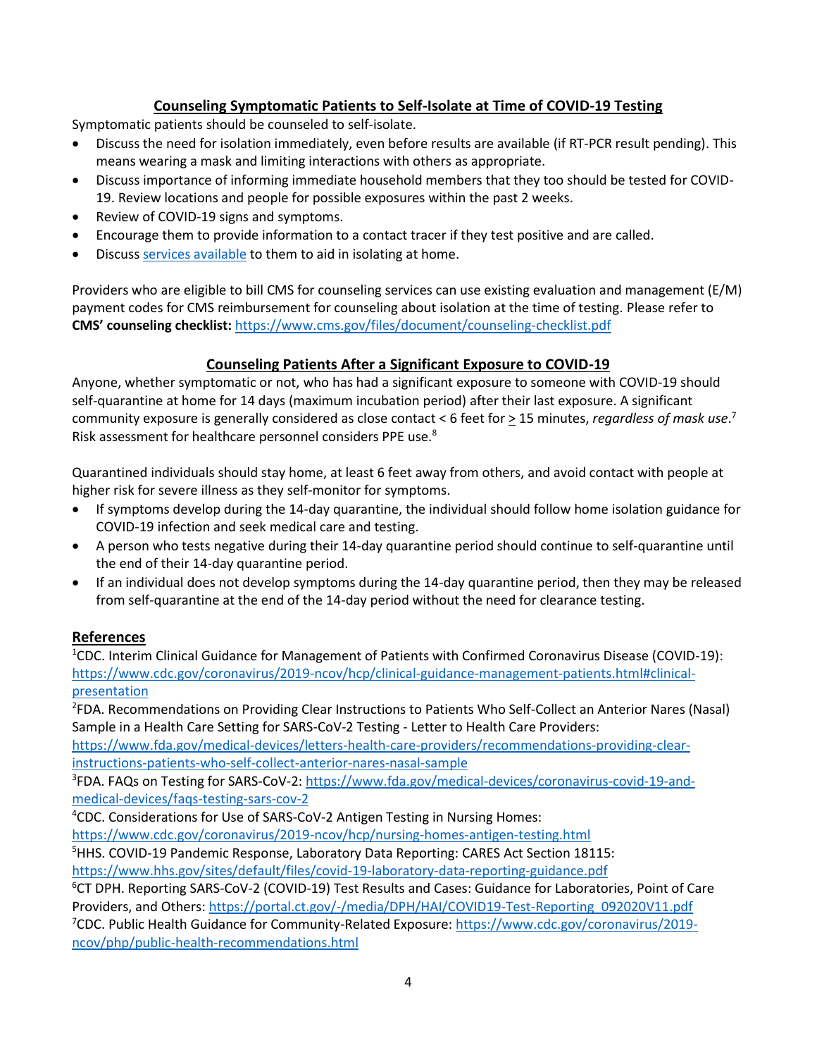## Counseling Symptomatic Patients to Self-Isolate at Time of COVID-19 Testing

Symptomatic patients should be counseled to self-isolate.

- Discuss the need for isolation immediately, even before results are available (if RT-PCR result pending). This means wearing a mask and limiting interactions with others as appropriate.
- Discuss importance of informing immediate household members that they too should be tested for COVID-19. Review locations and people for possible exposures within the past 2 weeks.
- Review of COVID-19 signs and symptoms.
- Encourage them to provide information to a contact tracer if they test positive and are called.
- Discuss services available to them to aid in isolating at home.

Providers who are eligible to bill CMS for counseling services can use existing evaluation and management (E/M) payment codes for CMS reimbursement for counseling about isolation at the time of testing. Please refer to **CMS' counseling checklist:** https://www.cms.gov/files/document/counseling-checklist.pdf

## Counseling Patients After a Significant Exposure to COVID-19

Anyone, whether symptomatic or not, who has had a significant exposure to someone with COVID-19 should self-quarantine at home for 14 days (maximum incubation period) after their last exposure. A significant community exposure is generally considered as close contact < 6 feet for ≥ 15 minutes, *regardless of mask use*.[7] Risk assessment for healthcare personnel considers PPE use.[8]

Quarantined individuals should stay home, at least 6 feet away from others, and avoid contact with people at higher risk for severe illness as they self-monitor for symptoms.

- If symptoms develop during the 14-day quarantine, the individual should follow home isolation guidance for COVID-19 infection and seek medical care and testing.
- A person who tests negative during their 14-day quarantine period should continue to self-quarantine until the end of their 14-day quarantine period.
- If an individual does not develop symptoms during the 14-day quarantine period, then they may be released from self-quarantine at the end of the 14-day period without the need for clearance testing.

## References

[1]CDC. Interim Clinical Guidance for Management of Patients with Confirmed Coronavirus Disease (COVID-19): https://www.cdc.gov/coronavirus/2019-ncov/hcp/clinical-guidance-management-patients.html#clinical-presentation

[2]FDA. Recommendations on Providing Clear Instructions to Patients Who Self-Collect an Anterior Nares (Nasal) Sample in a Health Care Setting for SARS-CoV-2 Testing - Letter to Health Care Providers: https://www.fda.gov/medical-devices/letters-health-care-providers/recommendations-providing-clear-instructions-patients-who-self-collect-anterior-nares-nasal-sample

[3]FDA. FAQs on Testing for SARS-CoV-2: https://www.fda.gov/medical-devices/coronavirus-covid-19-and-medical-devices/faqs-testing-sars-cov-2

[4]CDC. Considerations for Use of SARS-CoV-2 Antigen Testing in Nursing Homes: https://www.cdc.gov/coronavirus/2019-ncov/hcp/nursing-homes-antigen-testing.html

[5]HHS. COVID-19 Pandemic Response, Laboratory Data Reporting: CARES Act Section 18115: https://www.hhs.gov/sites/default/files/covid-19-laboratory-data-reporting-guidance.pdf

[6]CT DPH. Reporting SARS-CoV-2 (COVID-19) Test Results and Cases: Guidance for Laboratories, Point of Care Providers, and Others: https://portal.ct.gov/-/media/DPH/HAI/COVID19-Test-Reporting_092020V11.pdf

[7]CDC. Public Health Guidance for Community-Related Exposure: https://www.cdc.gov/coronavirus/2019-ncov/php/public-health-recommendations.html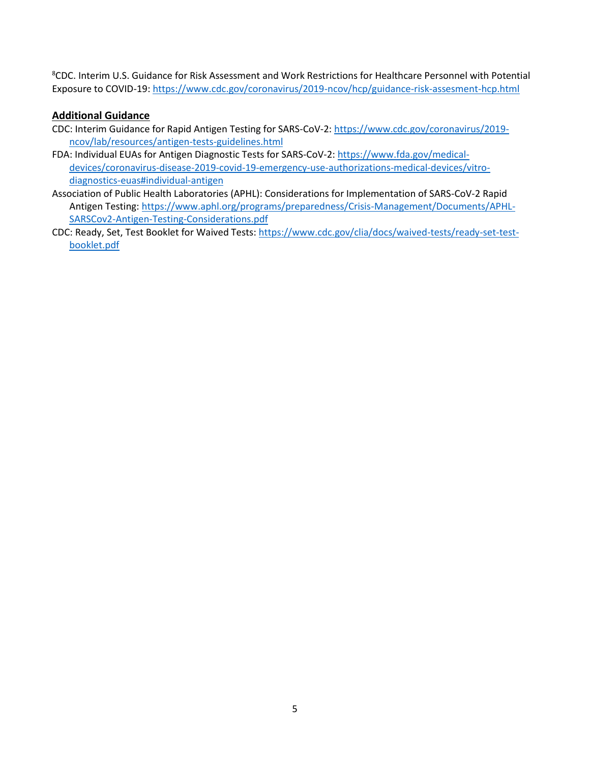[8]CDC. Interim U.S. Guidance for Risk Assessment and Work Restrictions for Healthcare Personnel with Potential Exposure to COVID-19: https://www.cdc.gov/coronavirus/2019-ncov/hcp/guidance-risk-assesment-hcp.html

**Additional Guidance**

CDC: Interim Guidance for Rapid Antigen Testing for SARS-CoV-2: https://www.cdc.gov/coronavirus/2019-ncov/lab/resources/antigen-tests-guidelines.html

FDA: Individual EUAs for Antigen Diagnostic Tests for SARS-CoV-2: https://www.fda.gov/medical-devices/coronavirus-disease-2019-covid-19-emergency-use-authorizations-medical-devices/vitro-diagnostics-euas#individual-antigen

Association of Public Health Laboratories (APHL): Considerations for Implementation of SARS-CoV-2 Rapid Antigen Testing: https://www.aphl.org/programs/preparedness/Crisis-Management/Documents/APHL-SARSCov2-Antigen-Testing-Considerations.pdf

CDC: Ready, Set, Test Booklet for Waived Tests: https://www.cdc.gov/clia/docs/waived-tests/ready-set-test-booklet.pdf